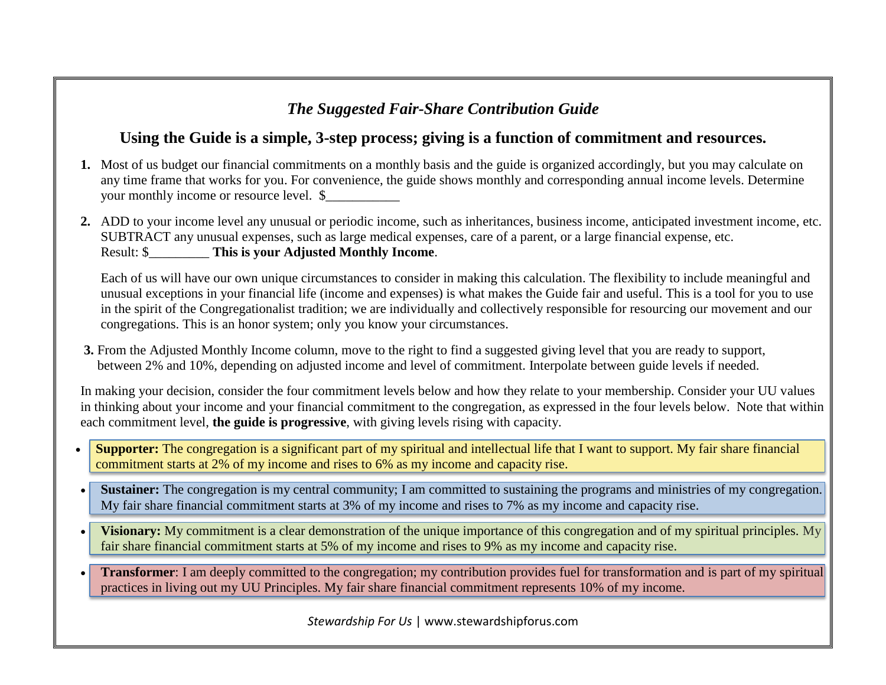*The Suggested Fair-Share Contribution Guide*

## Using the Guide is a simple, 3-step process; giving is a function of commitment and resources.

1. Most of us budget our financial commitments on a monthly basis and the guide is organized accordingly, but you may calculate on any time frame that works for you. For convenience, the guide shows monthly and corresponding annual income levels. Determine your monthly income or resource level. $___________

2. ADD to your income level any unusual or periodic income, such as inheritances, business income, anticipated investment income, etc. SUBTRACT any unusual expenses, such as large medical expenses, care of a parent, or a large financial expense, etc.
   Result: $_________ **This is your Adjusted Monthly Income**.

   Each of us will have our own unique circumstances to consider in making this calculation. The flexibility to include meaningful and unusual exceptions in your financial life (income and expenses) is what makes the Guide fair and useful. This is a tool for you to use in the spirit of the Congregationalist tradition; we are individually and collectively responsible for resourcing our movement and our congregations. This is an honor system; only you know your circumstances.

3. From the Adjusted Monthly Income column, move to the right to find a suggested giving level that you are ready to support, between 2% and 10%, depending on adjusted income and level of commitment. Interpolate between guide levels if needed.

In making your decision, consider the four commitment levels below and how they relate to your membership. Consider your UU values in thinking about your income and your financial commitment to the congregation, as expressed in the four levels below. Note that within each commitment level, **the guide is progressive**, with giving levels rising with capacity.

- **Supporter:** The congregation is a significant part of my spiritual and intellectual life that I want to support. My fair share financial commitment starts at 2% of my income and rises to 6% as my income and capacity rise.
- **Sustainer:** The congregation is my central community; I am committed to sustaining the programs and ministries of my congregation. My fair share financial commitment starts at 3% of my income and rises to 7% as my income and capacity rise.
- **Visionary:** My commitment is a clear demonstration of the unique importance of this congregation and of my spiritual principles. My fair share financial commitment starts at 5% of my income and rises to 9% as my income and capacity rise.
- **Transformer**: I am deeply committed to the congregation; my contribution provides fuel for transformation and is part of my spiritual practices in living out my UU Principles. My fair share financial commitment represents 10% of my income.

*Stewardship For Us* | www.stewardshipforus.com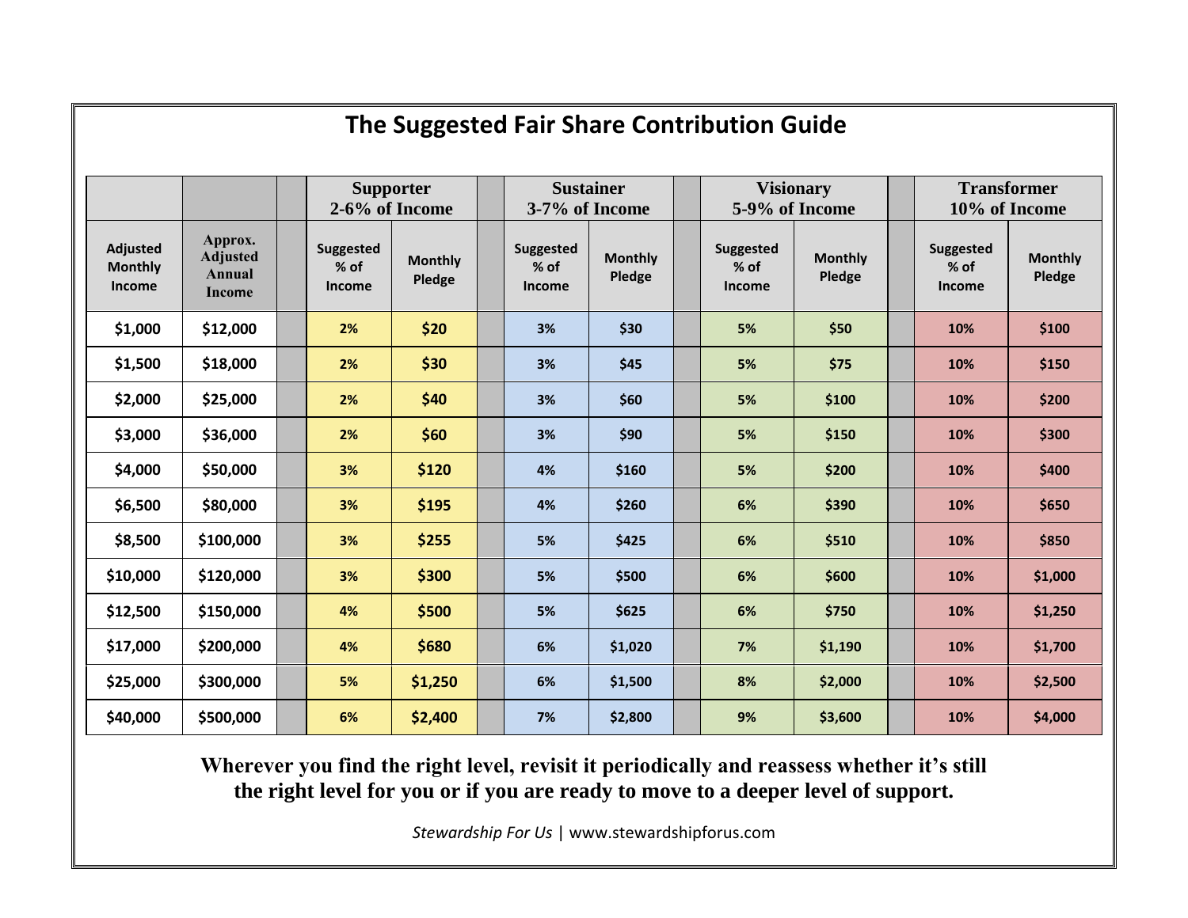# The Suggested Fair Share Contribution Guide

| | | Supporter 2-6% of Income | | Sustainer 3-7% of Income | | Visionary 5-9% of Income | | Transformer 10% of Income | |
|---|---|---|---|---|---|---|---|---|---|
| Adjusted Monthly Income | Approx. Adjusted Annual Income | Suggested % of Income | Monthly Pledge | Suggested % of Income | Monthly Pledge | Suggested % of Income | Monthly Pledge | Suggested % of Income | Monthly Pledge |
| $1,000 | $12,000 | 2% | $20 | 3% | $30 | 5% | $50 | 10% | $100 |
| $1,500 | $18,000 | 2% | $30 | 3% | $45 | 5% | $75 | 10% | $150 |
| $2,000 | $25,000 | 2% | $40 | 3% | $60 | 5% | $100 | 10% | $200 |
| $3,000 | $36,000 | 2% | $60 | 3% | $90 | 5% | $150 | 10% | $300 |
| $4,000 | $50,000 | 3% | $120 | 4% | $160 | 5% | $200 | 10% | $400 |
| $6,500 | $80,000 | 3% | $195 | 4% | $260 | 6% | $390 | 10% | $650 |
| $8,500 | $100,000 | 3% | $255 | 5% | $425 | 6% | $510 | 10% | $850 |
| $10,000 | $120,000 | 3% | $300 | 5% | $500 | 6% | $600 | 10% | $1,000 |
| $12,500 | $150,000 | 4% | $500 | 5% | $625 | 6% | $750 | 10% | $1,250 |
| $17,000 | $200,000 | 4% | $680 | 6% | $1,020 | 7% | $1,190 | 10% | $1,700 |
| $25,000 | $300,000 | 5% | $1,250 | 6% | $1,500 | 8% | $2,000 | 10% | $2,500 |
| $40,000 | $500,000 | 6% | $2,400 | 7% | $2,800 | 9% | $3,600 | 10% | $4,000 |

**Wherever you find the right level, revisit it periodically and reassess whether it's still the right level for you or if you are ready to move to a deeper level of support.**

*Stewardship For Us* | www.stewardshipforus.com